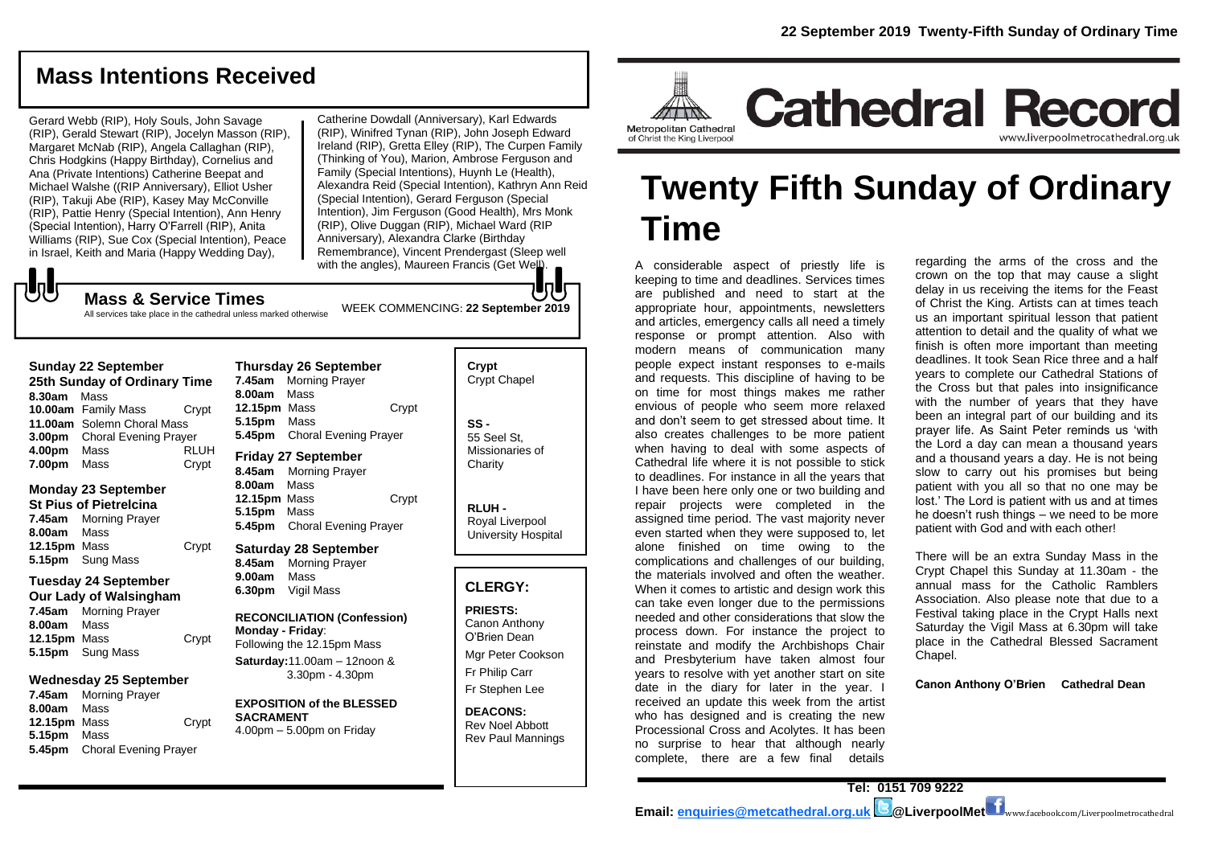# Mass Intentions Received

Gerard Webb (RIP), Holy Souls, John Savage (RIP), Gerald Stewart (RIP), Jocelyn Masson (RIP), Margaret McNab (RIP), Angela Callaghan (RIP), Chris Hodgkins (Happy Birthday), Cornelius and Ana (Private Intentions) Catherine Beepat and Michael Walshe ((RIP Anniversary), Elliot Usher (RIP), Takuji Abe (RIP), Kasey May McConville (RIP), Pattie Henry (Special Intention), Ann Henry (Special Intention), Harry O'Farrell (RIP), Anita Williams (RIP), Sue Cox (Special Intention), Peace in Israel, Keith and Maria (Happy Wedding Day), Catherine Dowdall (Anniversary), Karl Edwards (RIP), Winifred Tynan (RIP), John Joseph Edward Ireland (RIP), Gretta Elley (RIP), The Curpen Family (Thinking of You), Marion, Ambrose Ferguson and Family (Special Intentions), Huynh Le (Health), Alexandra Reid (Special Intention), Kathryn Ann Reid (Special Intention), Gerard Ferguson (Special Intention), Jim Ferguson (Good Health), Mrs Monk (RIP), Olive Duggan (RIP), Michael Ward (RIP Anniversary), Alexandra Clarke (Birthday Remembrance), Vincent Prendergast (Sleep well with the angles), Maureen Francis (Get Well).

## Mass & Service Times

All services take place in the cathedral unless marked otherwise

WEEK COMMENCING: **22 September 2019**

**Sunday 22 September**
**25th Sunday of Ordinary Time**
**8.30am** Mass
**10.00am** Family Mass Crypt
**11.00am** Solemn Choral Mass
**3.00pm** Choral Evening Prayer
**4.00pm** Mass RLUH
**7.00pm** Mass Crypt

**Monday 23 September**
**St Pius of Pietrelcina**
**7.45am** Morning Prayer
**8.00am** Mass
**12.15pm** Mass Crypt
**5.15pm** Sung Mass

**Tuesday 24 September**
**Our Lady of Walsingham**
**7.45am** Morning Prayer
**8.00am** Mass
**12.15pm** Mass Crypt
**5.15pm** Sung Mass

**Wednesday 25 September**
**7.45am** Morning Prayer
**8.00am** Mass
**12.15pm** Mass Crypt
**5.15pm** Mass
**5.45pm** Choral Evening Prayer

**Thursday 26 September**
**7.45am** Morning Prayer
**8.00am** Mass
**12.15pm** Mass Crypt
**5.15pm** Mass
**5.45pm** Choral Evening Prayer

**Friday 27 September**
**8.45am** Morning Prayer
**8.00am** Mass
**12.15pm** Mass Crypt
**5.15pm** Mass
**5.45pm** Choral Evening Prayer

**Saturday 28 September**
**8.45am** Morning Prayer
**9.00am** Mass
**6.30pm** Vigil Mass

**RECONCILIATION (Confession)**
**Monday - Friday**:
Following the 12.15pm Mass
**Saturday:**11.00am – 12noon & 3.30pm - 4.30pm

**EXPOSITION of the BLESSED SACRAMENT**
4.00pm – 5.00pm on Friday

**Crypt**
Crypt Chapel

**SS -**
55 Seel St, Missionaries of Charity

**RLUH -**
Royal Liverpool University Hospital

## CLERGY:

**PRIESTS:**
Canon Anthony O'Brien Dean
Mgr Peter Cookson
Fr Philip Carr
Fr Stephen Lee

**DEACONS:**
Rev Noel Abbott
Rev Paul Mannings

22 September 2019 Twenty-Fifth Sunday of Ordinary Time

Metropolitan Cathedral of Christ the King Liverpool

# Cathedral Record

www.liverpoolmetrocathedral.org.uk

# Twenty Fifth Sunday of Ordinary Time

A considerable aspect of priestly life is keeping to time and deadlines. Services times are published and need to start at the appropriate hour, appointments, newsletters and articles, emergency calls all need a timely response or prompt attention. Also with modern means of communication many people expect instant responses to e-mails and requests. This discipline of having to be on time for most things makes me rather envious of people who seem more relaxed and don't seem to get stressed about time. It also creates challenges to be more patient when having to deal with some aspects of Cathedral life where it is not possible to stick to deadlines. For instance in all the years that I have been here only one or two building and repair projects were completed in the assigned time period. The vast majority never even started when they were supposed to, let alone finished on time owing to the complications and challenges of our building, the materials involved and often the weather. When it comes to artistic and design work this can take even longer due to the permissions needed and other considerations that slow the process down. For instance the project to reinstate and modify the Archbishops Chair and Presbyterium have taken almost four years to resolve with yet another start on site date in the diary for later in the year. I received an update this week from the artist who has designed and is creating the new Processional Cross and Acolytes. It has been no surprise to hear that although nearly complete, there are a few final details regarding the arms of the cross and the crown on the top that may cause a slight delay in us receiving the items for the Feast of Christ the King. Artists can at times teach us an important spiritual lesson that patient attention to detail and the quality of what we finish is often more important than meeting deadlines. It took Sean Rice three and a half years to complete our Cathedral Stations of the Cross but that pales into insignificance with the number of years that they have been an integral part of our building and its prayer life. As Saint Peter reminds us 'with the Lord a day can mean a thousand years and a thousand years a day. He is not being slow to carry out his promises but being patient with you all so that no one may be lost.' The Lord is patient with us and at times he doesn't rush things – we need to be more patient with God and with each other!

There will be an extra Sunday Mass in the Crypt Chapel this Sunday at 11.30am - the annual mass for the Catholic Ramblers Association. Also please note that due to a Festival taking place in the Crypt Halls next Saturday the Vigil Mass at 6.30pm will take place in the Cathedral Blessed Sacrament Chapel.

**Canon Anthony O'Brien Cathedral Dean**

**Tel: 0151 709 9222**
**Email: enquiries@metcathedral.org.uk @LiverpoolMet** www.facebook.com/Liverpoolmetrocathedral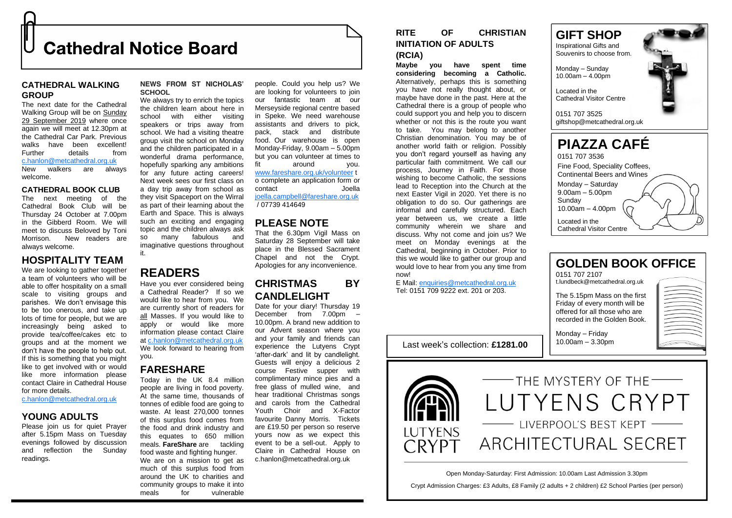# Cathedral Notice Board

## CATHEDRAL WALKING GROUP

The next date for the Cathedral Walking Group will be on Sunday 29 September 2019 where once again we will meet at 12.30pm at the Cathedral Car Park. Previous walks have been excellent! Further details from c.hanlon@metcathedral.org.uk New walkers are always welcome.

## CATHEDRAL BOOK CLUB

The next meeting of the Cathedral Book Club will be Thursday 24 October at 7.00pm in the Gibberd Room. We will meet to discuss Beloved by Toni Morrison. New readers are always welcome.

## HOSPITALITY TEAM

We are looking to gather together a team of volunteers who will be able to offer hospitality on a small scale to visiting groups and parishes. We don't envisage this to be too onerous, and take up lots of time for people, but we are increasingly being asked to provide tea/coffee/cakes etc to groups and at the moment we don't have the people to help out. If this is something that you might like to get involved with or would like more information please contact Claire in Cathedral House for more details.

c.hanlon@metcathedral.org.uk

## YOUNG ADULTS

Please join us for quiet Prayer after 5.15pm Mass on Tuesday evenings followed by discussion and reflection the Sunday readings.

## NEWS FROM ST NICHOLAS' SCHOOL

We always try to enrich the topics the children learn about here in school with either visiting speakers or trips away from school. We had a visiting theatre group visit the school on Monday and the children participated in a wonderful drama performance, hopefully sparking any ambitions for any future acting careers! Next week sees our first class on a day trip away from school as they visit Spaceport on the Wirral as part of their learning about the Earth and Space. This is always such an exciting and engaging topic and the children always ask so many fabulous and imaginative questions throughout it.

## READERS

Have you ever considered being a Cathedral Reader? If so we would like to hear from you. We are currently short of readers for all Masses. If you would like to apply or would like more information please contact Claire at c.hanlon@metcathedral.org.uk We look forward to hearing from you.

## FARESHARE

Today in the UK 8.4 million people are living in food poverty. At the same time, thousands of tonnes of edible food are going to waste. At least 270,000 tonnes of this surplus food comes from the food and drink industry and this equates to 650 million meals. **FareShare** are tackling food waste and fighting hunger.

We are on a mission to get as much of this surplus food from around the UK to charities and community groups to make it into meals for vulnerable people. Could you help us? We are looking for volunteers to join our fantastic team at our Merseyside regional centre based in Speke. We need warehouse assistants and drivers to pick, pack, stack and distribute food. Our warehouse is open Monday-Friday, 9.00am – 5.00pm but you can volunteer at times to fit around you. www.fareshare.org.uk/volunteer to complete an application form or contact Joella joella.campbell@fareshare.org.uk / 07739 414649

## PLEASE NOTE

That the 6.30pm Vigil Mass on Saturday 28 September will take place in the Blessed Sacrament Chapel and not the Crypt. Apologies for any inconvenience.

## CHRISTMAS BY CANDLELIGHT

Date for your diary! Thursday 19 December from 7.00pm – 10.00pm. A brand new addition to our Advent season where you and your family and friends can experience the Lutyens Crypt 'after-dark' and lit by candlelight. Guests will enjoy a delicious 2 course Festive supper with complimentary mince pies and a free glass of mulled wine, and hear traditional Christmas songs and carols from the Cathedral Youth Choir and X-Factor favourite Danny Morris. Tickets are £19.50 per person so reserve yours now as we expect this event to be a sell-out. Apply to Claire in Cathedral House on c.hanlon@metcathedral.org.uk

## RITE OF CHRISTIAN INITIATION OF ADULTS (RCIA)

**Maybe you have spent time considering becoming a Catholic.** Alternatively, perhaps this is something you have not really thought about, or maybe have done in the past. Here at the Cathedral there is a group of people who could support you and help you to discern whether or not this is the route you want to take. You may belong to another Christian denomination. You may be of another world faith or religion. Possibly you don't regard yourself as having any particular faith commitment. We call our process, Journey in Faith. For those wishing to become Catholic, the sessions lead to Reception into the Church at the next Easter Vigil in 2020. Yet there is no obligation to do so. Our gatherings are informal and carefully structured. Each year between us, we create a little community wherein we share and discuss. Why not come and join us? We meet on Monday evenings at the Cathedral, beginning in October. Prior to this we would like to gather our group and would love to hear from you any time from now!

E Mail: enquiries@metcathedral.org.uk
Tel: 0151 709 9222 ext. 201 or 203.

Last week's collection: **£1281.00**

## GIFT SHOP

Inspirational Gifts and Souvenirs to choose from.

Monday – Sunday
10.00am – 4.00pm

Located in the Cathedral Visitor Centre

0151 707 3525
giftshop@metcathedral.org.uk

## PIAZZA CAFÉ

0151 707 3536

Fine Food, Speciality Coffees, Continental Beers and Wines

Monday – Saturday
9.00am – 5.00pm
Sunday
10.00am – 4.00pm

Located in the Cathedral Visitor Centre

## GOLDEN BOOK OFFICE

0151 707 2107
t.lundbeck@metcathedral.org.uk

The 5.15pm Mass on the first Friday of every month will be offered for all those who are recorded in the Golden Book.

Monday – Friday
10.00am – 3.30pm

LUTYENS CRYPT

THE MYSTERY OF THE LUTYENS CRYPT

LIVERPOOL'S BEST KEPT ARCHITECTURAL SECRET

Open Monday-Saturday: First Admission: 10.00am Last Admission 3.30pm

Crypt Admission Charges: £3 Adults, £8 Family (2 adults + 2 children) £2 School Parties (per person)